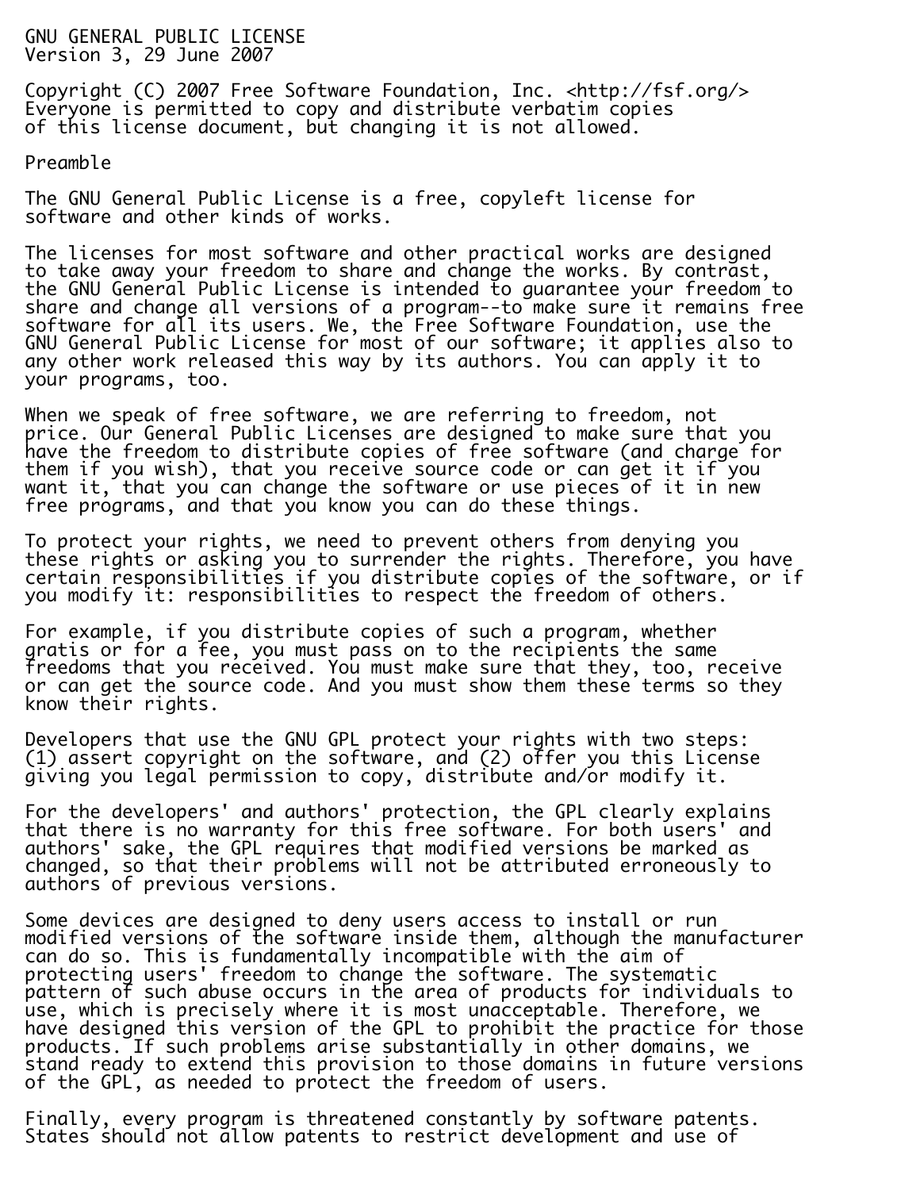# GNU GENERAL PUBLIC LICENSE

Version 3, 29 June 2007

Copyright (C) 2007 Free Software Foundation, Inc. <http://fsf.org/>
Everyone is permitted to copy and distribute verbatim copies of this license document, but changing it is not allowed.

## Preamble

The GNU General Public License is a free, copyleft license for software and other kinds of works.

The licenses for most software and other practical works are designed to take away your freedom to share and change the works. By contrast, the GNU General Public License is intended to guarantee your freedom to share and change all versions of a program--to make sure it remains free software for all its users. We, the Free Software Foundation, use the GNU General Public License for most of our software; it applies also to any other work released this way by its authors. You can apply it to your programs, too.

When we speak of free software, we are referring to freedom, not price. Our General Public Licenses are designed to make sure that you have the freedom to distribute copies of free software (and charge for them if you wish), that you receive source code or can get it if you want it, that you can change the software or use pieces of it in new free programs, and that you know you can do these things.

To protect your rights, we need to prevent others from denying you these rights or asking you to surrender the rights. Therefore, you have certain responsibilities if you distribute copies of the software, or if you modify it: responsibilities to respect the freedom of others.

For example, if you distribute copies of such a program, whether gratis or for a fee, you must pass on to the recipients the same freedoms that you received. You must make sure that they, too, receive or can get the source code. And you must show them these terms so they know their rights.

Developers that use the GNU GPL protect your rights with two steps: (1) assert copyright on the software, and (2) offer you this License giving you legal permission to copy, distribute and/or modify it.

For the developers' and authors' protection, the GPL clearly explains that there is no warranty for this free software. For both users' and authors' sake, the GPL requires that modified versions be marked as changed, so that their problems will not be attributed erroneously to authors of previous versions.

Some devices are designed to deny users access to install or run modified versions of the software inside them, although the manufacturer can do so. This is fundamentally incompatible with the aim of protecting users' freedom to change the software. The systematic pattern of such abuse occurs in the area of products for individuals to use, which is precisely where it is most unacceptable. Therefore, we have designed this version of the GPL to prohibit the practice for those products. If such problems arise substantially in other domains, we stand ready to extend this provision to those domains in future versions of the GPL, as needed to protect the freedom of users.

Finally, every program is threatened constantly by software patents. States should not allow patents to restrict development and use of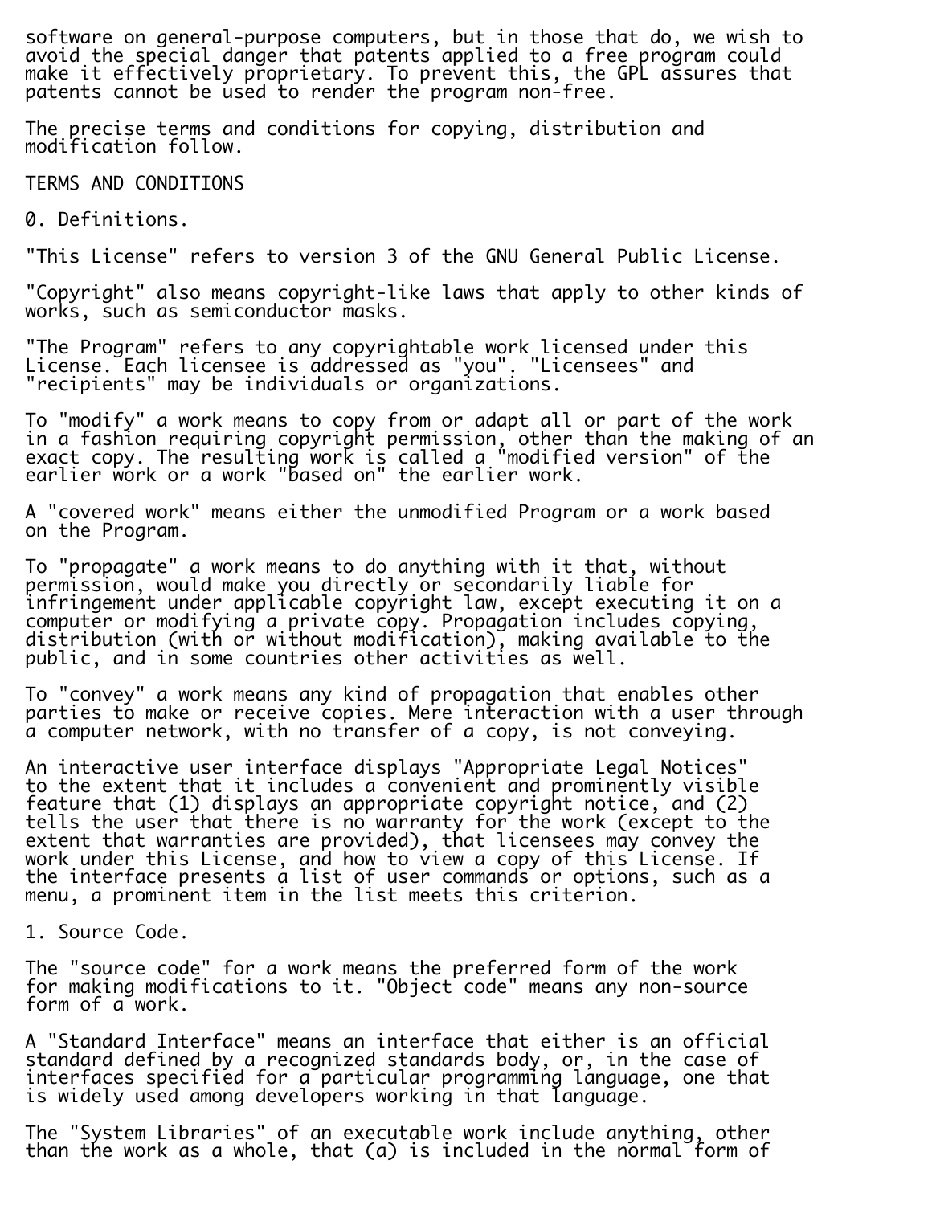software on general-purpose computers, but in those that do, we wish to avoid the special danger that patents applied to a free program could make it effectively proprietary. To prevent this, the GPL assures that patents cannot be used to render the program non-free.

The precise terms and conditions for copying, distribution and modification follow.

TERMS AND CONDITIONS

0. Definitions.

"This License" refers to version 3 of the GNU General Public License.

"Copyright" also means copyright-like laws that apply to other kinds of works, such as semiconductor masks.

"The Program" refers to any copyrightable work licensed under this License. Each licensee is addressed as "you". "Licensees" and "recipients" may be individuals or organizations.

To "modify" a work means to copy from or adapt all or part of the work in a fashion requiring copyright permission, other than the making of an exact copy. The resulting work is called a "modified version" of the earlier work or a work "based on" the earlier work.

A "covered work" means either the unmodified Program or a work based on the Program.

To "propagate" a work means to do anything with it that, without permission, would make you directly or secondarily liable for infringement under applicable copyright law, except executing it on a computer or modifying a private copy. Propagation includes copying, distribution (with or without modification), making available to the public, and in some countries other activities as well.

To "convey" a work means any kind of propagation that enables other parties to make or receive copies. Mere interaction with a user through a computer network, with no transfer of a copy, is not conveying.

An interactive user interface displays "Appropriate Legal Notices" to the extent that it includes a convenient and prominently visible feature that (1) displays an appropriate copyright notice, and (2) tells the user that there is no warranty for the work (except to the extent that warranties are provided), that licensees may convey the work under this License, and how to view a copy of this License. If the interface presents a list of user commands or options, such as a menu, a prominent item in the list meets this criterion.

1. Source Code.

The "source code" for a work means the preferred form of the work for making modifications to it. "Object code" means any non-source form of a work.

A "Standard Interface" means an interface that either is an official standard defined by a recognized standards body, or, in the case of interfaces specified for a particular programming language, one that is widely used among developers working in that language.

The "System Libraries" of an executable work include anything, other than the work as a whole, that (a) is included in the normal form of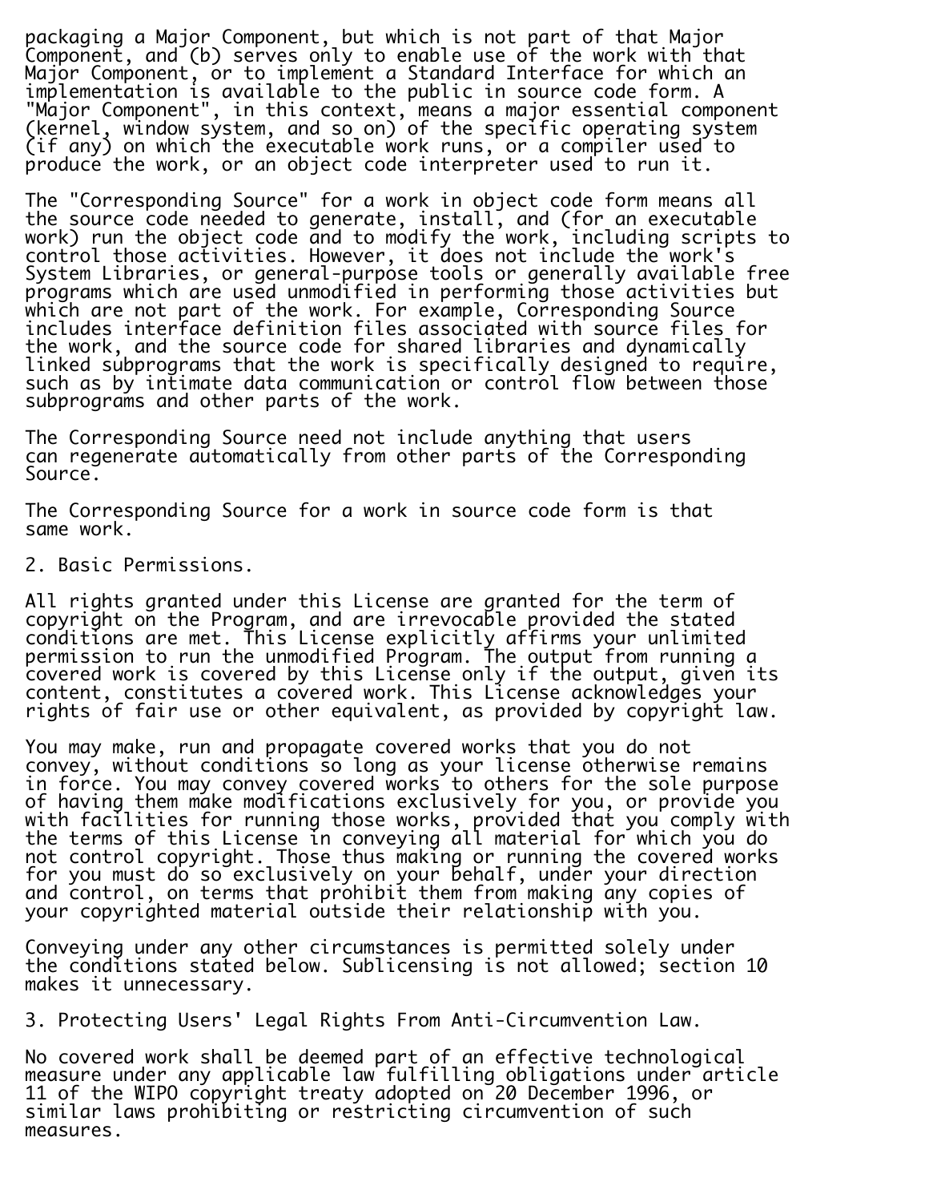packaging a Major Component, but which is not part of that Major Component, and (b) serves only to enable use of the work with that Major Component, or to implement a Standard Interface for which an implementation is available to the public in source code form. A "Major Component", in this context, means a major essential component (kernel, window system, and so on) of the specific operating system (if any) on which the executable work runs, or a compiler used to produce the work, or an object code interpreter used to run it.

The "Corresponding Source" for a work in object code form means all the source code needed to generate, install, and (for an executable work) run the object code and to modify the work, including scripts to control those activities. However, it does not include the work's System Libraries, or general-purpose tools or generally available free programs which are used unmodified in performing those activities but which are not part of the work. For example, Corresponding Source includes interface definition files associated with source files for the work, and the source code for shared libraries and dynamically linked subprograms that the work is specifically designed to require, such as by intimate data communication or control flow between those subprograms and other parts of the work.

The Corresponding Source need not include anything that users can regenerate automatically from other parts of the Corresponding Source.

The Corresponding Source for a work in source code form is that same work.

## 2. Basic Permissions.

All rights granted under this License are granted for the term of copyright on the Program, and are irrevocable provided the stated conditions are met. This License explicitly affirms your unlimited permission to run the unmodified Program. The output from running a covered work is covered by this License only if the output, given its content, constitutes a covered work. This License acknowledges your rights of fair use or other equivalent, as provided by copyright law.

You may make, run and propagate covered works that you do not convey, without conditions so long as your license otherwise remains in force. You may convey covered works to others for the sole purpose of having them make modifications exclusively for you, or provide you with facilities for running those works, provided that you comply with the terms of this License in conveying all material for which you do not control copyright. Those thus making or running the covered works for you must do so exclusively on your behalf, under your direction and control, on terms that prohibit them from making any copies of your copyrighted material outside their relationship with you.

Conveying under any other circumstances is permitted solely under the conditions stated below. Sublicensing is not allowed; section 10 makes it unnecessary.

## 3. Protecting Users' Legal Rights From Anti-Circumvention Law.

No covered work shall be deemed part of an effective technological measure under any applicable law fulfilling obligations under article 11 of the WIPO copyright treaty adopted on 20 December 1996, or similar laws prohibiting or restricting circumvention of such measures.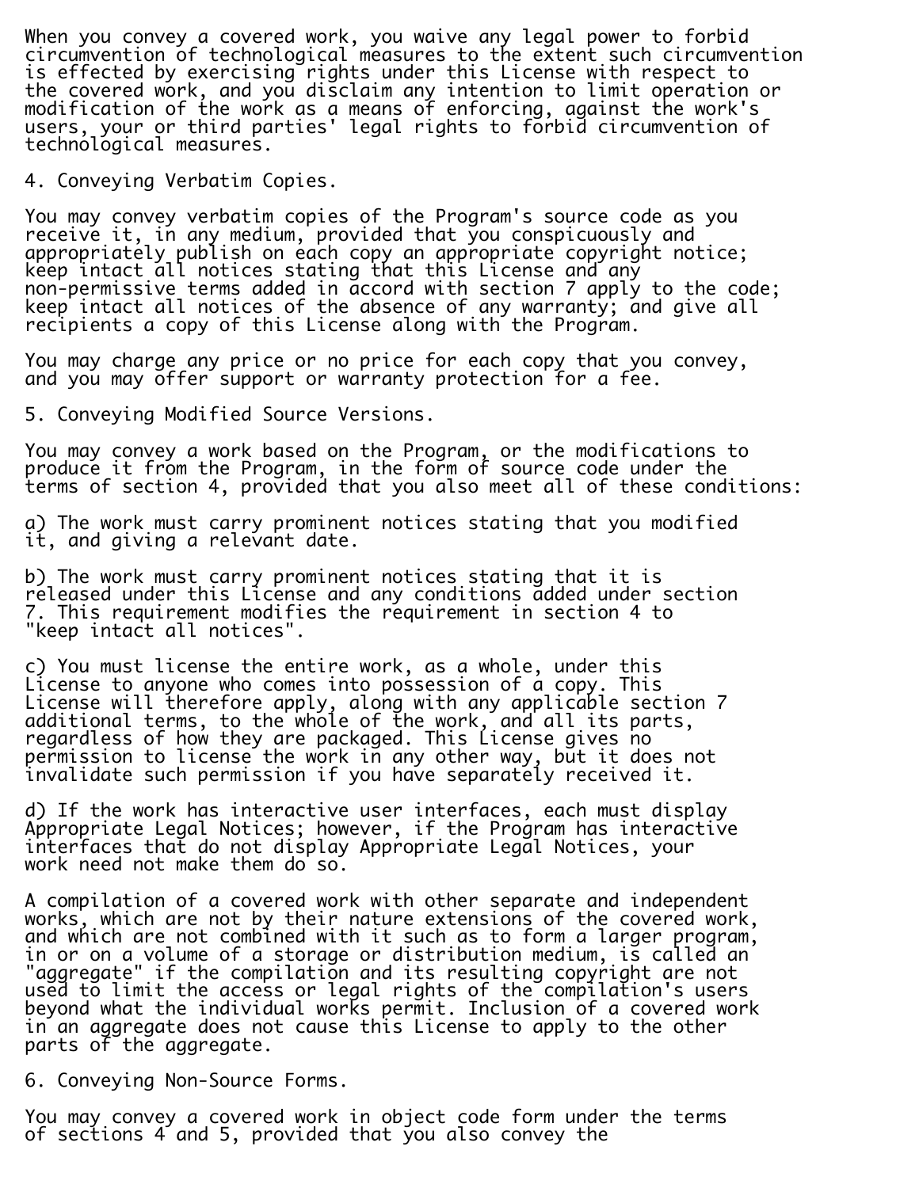When you convey a covered work, you waive any legal power to forbid circumvention of technological measures to the extent such circumvention is effected by exercising rights under this License with respect to the covered work, and you disclaim any intention to limit operation or modification of the work as a means of enforcing, against the work's users, your or third parties' legal rights to forbid circumvention of technological measures.

## 4. Conveying Verbatim Copies.

You may convey verbatim copies of the Program's source code as you receive it, in any medium, provided that you conspicuously and appropriately publish on each copy an appropriate copyright notice; keep intact all notices stating that this License and any non-permissive terms added in accord with section 7 apply to the code; keep intact all notices of the absence of any warranty; and give all recipients a copy of this License along with the Program.

You may charge any price or no price for each copy that you convey, and you may offer support or warranty protection for a fee.

## 5. Conveying Modified Source Versions.

You may convey a work based on the Program, or the modifications to produce it from the Program, in the form of source code under the terms of section 4, provided that you also meet all of these conditions:

a) The work must carry prominent notices stating that you modified it, and giving a relevant date.

b) The work must carry prominent notices stating that it is released under this License and any conditions added under section 7. This requirement modifies the requirement in section 4 to "keep intact all notices".

c) You must license the entire work, as a whole, under this License to anyone who comes into possession of a copy. This License will therefore apply, along with any applicable section 7 additional terms, to the whole of the work, and all its parts, regardless of how they are packaged. This License gives no permission to license the work in any other way, but it does not invalidate such permission if you have separately received it.

d) If the work has interactive user interfaces, each must display Appropriate Legal Notices; however, if the Program has interactive interfaces that do not display Appropriate Legal Notices, your work need not make them do so.

A compilation of a covered work with other separate and independent works, which are not by their nature extensions of the covered work, and which are not combined with it such as to form a larger program, in or on a volume of a storage or distribution medium, is called an "aggregate" if the compilation and its resulting copyright are not used to limit the access or legal rights of the compilation's users beyond what the individual works permit. Inclusion of a covered work in an aggregate does not cause this License to apply to the other parts of the aggregate.

## 6. Conveying Non-Source Forms.

You may convey a covered work in object code form under the terms of sections 4 and 5, provided that you also convey the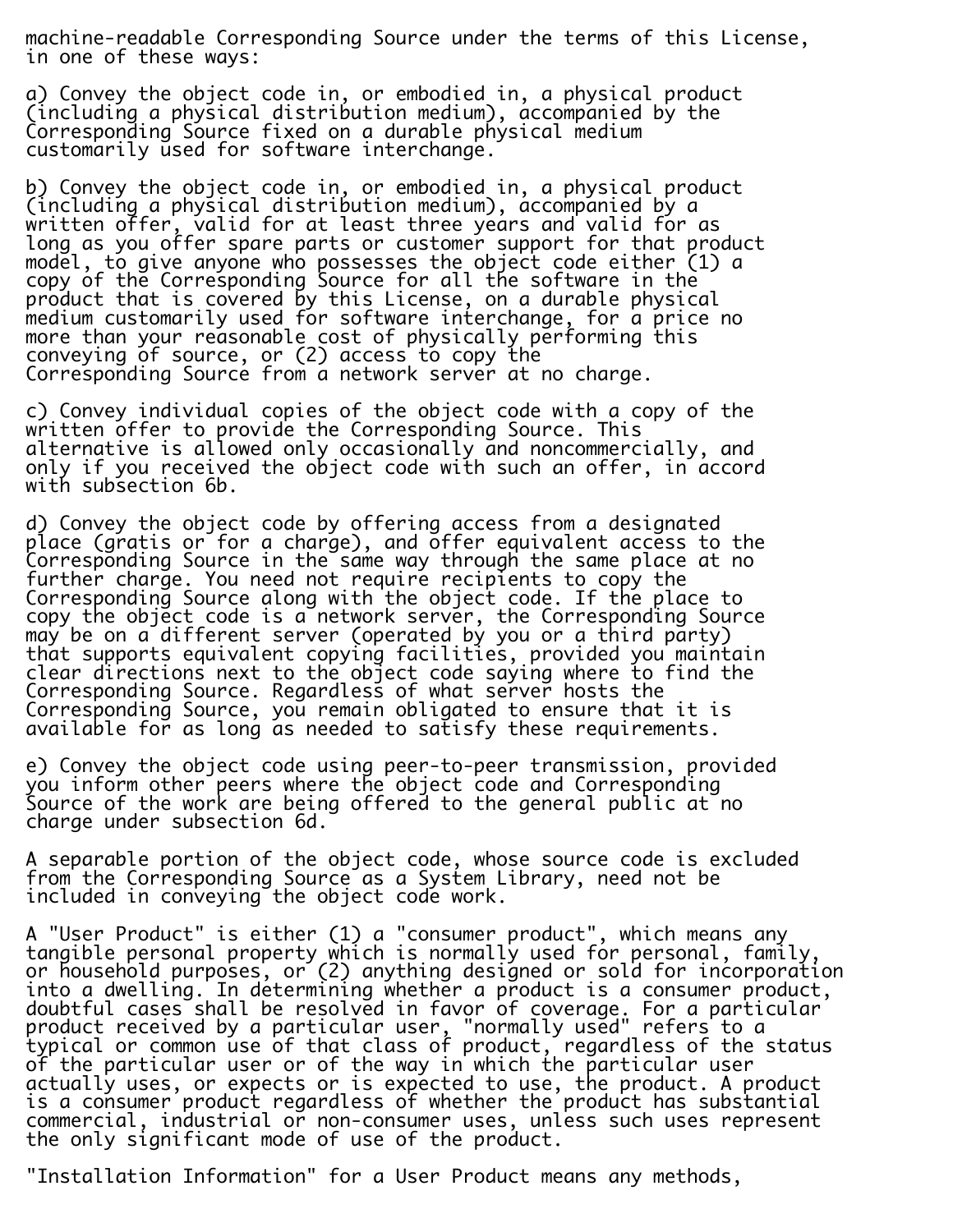machine-readable Corresponding Source under the terms of this License, in one of these ways:

a) Convey the object code in, or embodied in, a physical product (including a physical distribution medium), accompanied by the Corresponding Source fixed on a durable physical medium customarily used for software interchange.

b) Convey the object code in, or embodied in, a physical product (including a physical distribution medium), accompanied by a written offer, valid for at least three years and valid for as long as you offer spare parts or customer support for that product model, to give anyone who possesses the object code either (1) a copy of the Corresponding Source for all the software in the product that is covered by this License, on a durable physical medium customarily used for software interchange, for a price no more than your reasonable cost of physically performing this conveying of source, or (2) access to copy the Corresponding Source from a network server at no charge.

c) Convey individual copies of the object code with a copy of the written offer to provide the Corresponding Source. This alternative is allowed only occasionally and noncommercially, and only if you received the object code with such an offer, in accord with subsection 6b.

d) Convey the object code by offering access from a designated place (gratis or for a charge), and offer equivalent access to the Corresponding Source in the same way through the same place at no further charge. You need not require recipients to copy the Corresponding Source along with the object code. If the place to copy the object code is a network server, the Corresponding Source may be on a different server (operated by you or a third party) that supports equivalent copying facilities, provided you maintain clear directions next to the object code saying where to find the Corresponding Source. Regardless of what server hosts the Corresponding Source, you remain obligated to ensure that it is available for as long as needed to satisfy these requirements.

e) Convey the object code using peer-to-peer transmission, provided you inform other peers where the object code and Corresponding Source of the work are being offered to the general public at no charge under subsection 6d.

A separable portion of the object code, whose source code is excluded from the Corresponding Source as a System Library, need not be included in conveying the object code work.

A "User Product" is either (1) a "consumer product", which means any tangible personal property which is normally used for personal, family, or household purposes, or (2) anything designed or sold for incorporation into a dwelling. In determining whether a product is a consumer product, doubtful cases shall be resolved in favor of coverage. For a particular product received by a particular user, "normally used" refers to a typical or common use of that class of product, regardless of the status of the particular user or of the way in which the particular user actually uses, or expects or is expected to use, the product. A product is a consumer product regardless of whether the product has substantial commercial, industrial or non-consumer uses, unless such uses represent the only significant mode of use of the product.

"Installation Information" for a User Product means any methods,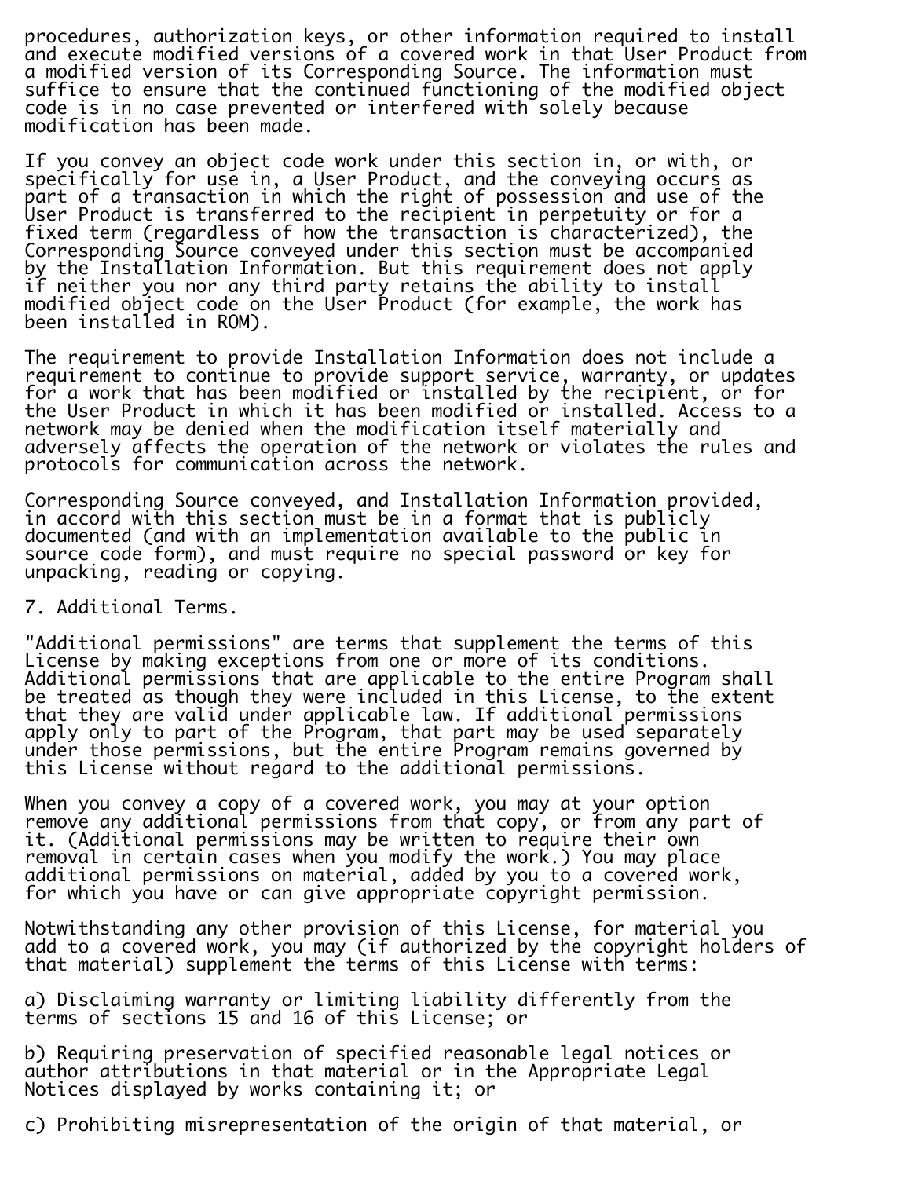procedures, authorization keys, or other information required to install and execute modified versions of a covered work in that User Product from a modified version of its Corresponding Source. The information must suffice to ensure that the continued functioning of the modified object code is in no case prevented or interfered with solely because modification has been made.

If you convey an object code work under this section in, or with, or specifically for use in, a User Product, and the conveying occurs as part of a transaction in which the right of possession and use of the User Product is transferred to the recipient in perpetuity or for a fixed term (regardless of how the transaction is characterized), the Corresponding Source conveyed under this section must be accompanied by the Installation Information. But this requirement does not apply if neither you nor any third party retains the ability to install modified object code on the User Product (for example, the work has been installed in ROM).

The requirement to provide Installation Information does not include a requirement to continue to provide support service, warranty, or updates for a work that has been modified or installed by the recipient, or for the User Product in which it has been modified or installed. Access to a network may be denied when the modification itself materially and adversely affects the operation of the network or violates the rules and protocols for communication across the network.

Corresponding Source conveyed, and Installation Information provided, in accord with this section must be in a format that is publicly documented (and with an implementation available to the public in source code form), and must require no special password or key for unpacking, reading or copying.

7. Additional Terms.

"Additional permissions" are terms that supplement the terms of this License by making exceptions from one or more of its conditions. Additional permissions that are applicable to the entire Program shall be treated as though they were included in this License, to the extent that they are valid under applicable law. If additional permissions apply only to part of the Program, that part may be used separately under those permissions, but the entire Program remains governed by this License without regard to the additional permissions.

When you convey a copy of a covered work, you may at your option remove any additional permissions from that copy, or from any part of it. (Additional permissions may be written to require their own removal in certain cases when you modify the work.) You may place additional permissions on material, added by you to a covered work, for which you have or can give appropriate copyright permission.

Notwithstanding any other provision of this License, for material you add to a covered work, you may (if authorized by the copyright holders of that material) supplement the terms of this License with terms:

a) Disclaiming warranty or limiting liability differently from the terms of sections 15 and 16 of this License; or

b) Requiring preservation of specified reasonable legal notices or author attributions in that material or in the Appropriate Legal Notices displayed by works containing it; or

c) Prohibiting misrepresentation of the origin of that material, or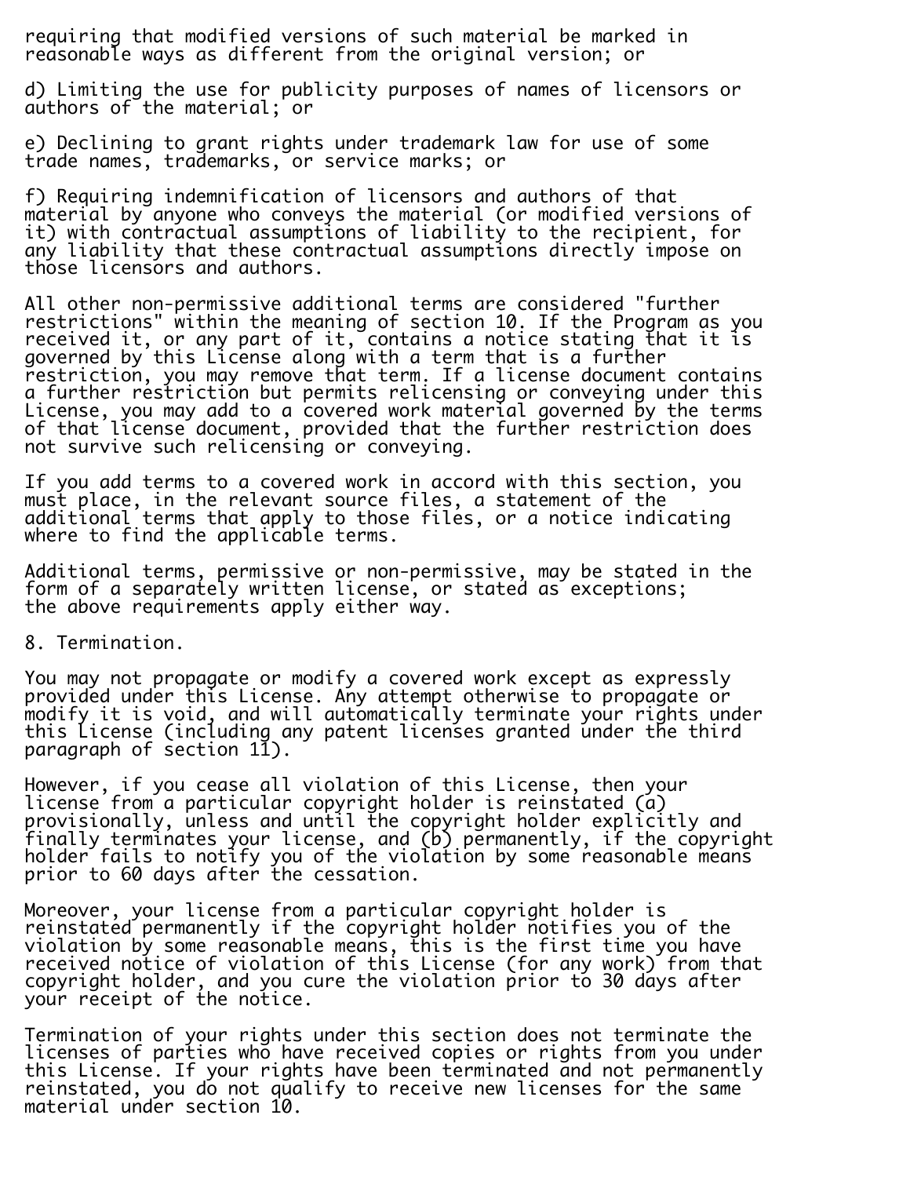requiring that modified versions of such material be marked in reasonable ways as different from the original version; or

d) Limiting the use for publicity purposes of names of licensors or authors of the material; or

e) Declining to grant rights under trademark law for use of some trade names, trademarks, or service marks; or

f) Requiring indemnification of licensors and authors of that material by anyone who conveys the material (or modified versions of it) with contractual assumptions of liability to the recipient, for any liability that these contractual assumptions directly impose on those licensors and authors.

All other non-permissive additional terms are considered "further restrictions" within the meaning of section 10. If the Program as you received it, or any part of it, contains a notice stating that it is governed by this License along with a term that is a further restriction, you may remove that term. If a license document contains a further restriction but permits relicensing or conveying under this License, you may add to a covered work material governed by the terms of that license document, provided that the further restriction does not survive such relicensing or conveying.

If you add terms to a covered work in accord with this section, you must place, in the relevant source files, a statement of the additional terms that apply to those files, or a notice indicating where to find the applicable terms.

Additional terms, permissive or non-permissive, may be stated in the form of a separately written license, or stated as exceptions; the above requirements apply either way.

8. Termination.

You may not propagate or modify a covered work except as expressly provided under this License. Any attempt otherwise to propagate or modify it is void, and will automatically terminate your rights under this License (including any patent licenses granted under the third paragraph of section 11).

However, if you cease all violation of this License, then your license from a particular copyright holder is reinstated (a) provisionally, unless and until the copyright holder explicitly and finally terminates your license, and (b) permanently, if the copyright holder fails to notify you of the violation by some reasonable means prior to 60 days after the cessation.

Moreover, your license from a particular copyright holder is reinstated permanently if the copyright holder notifies you of the violation by some reasonable means, this is the first time you have received notice of violation of this License (for any work) from that copyright holder, and you cure the violation prior to 30 days after your receipt of the notice.

Termination of your rights under this section does not terminate the licenses of parties who have received copies or rights from you under this License. If your rights have been terminated and not permanently reinstated, you do not qualify to receive new licenses for the same material under section 10.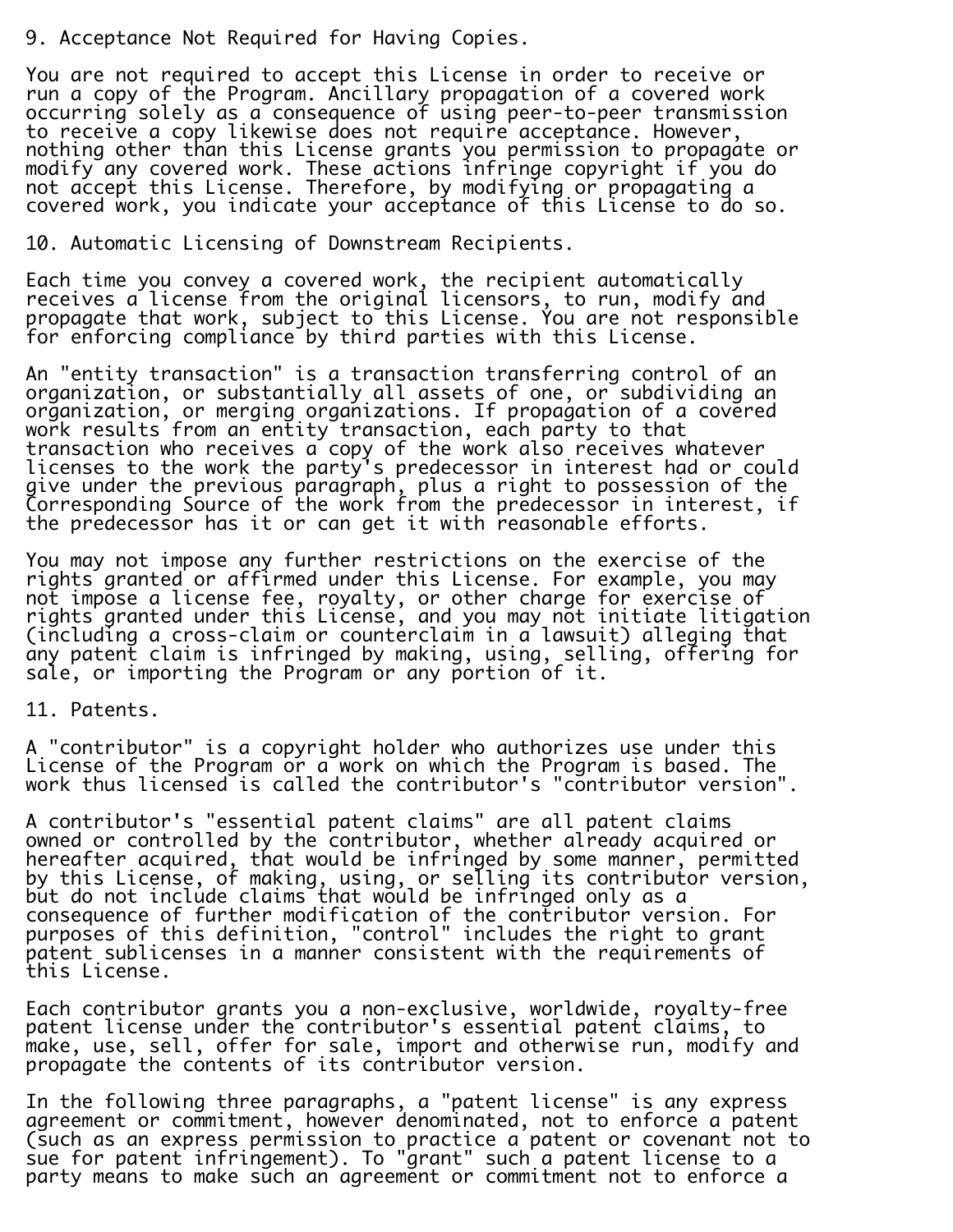9. Acceptance Not Required for Having Copies.

You are not required to accept this License in order to receive or run a copy of the Program. Ancillary propagation of a covered work occurring solely as a consequence of using peer-to-peer transmission to receive a copy likewise does not require acceptance. However, nothing other than this License grants you permission to propagate or modify any covered work. These actions infringe copyright if you do not accept this License. Therefore, by modifying or propagating a covered work, you indicate your acceptance of this License to do so.

10. Automatic Licensing of Downstream Recipients.

Each time you convey a covered work, the recipient automatically receives a license from the original licensors, to run, modify and propagate that work, subject to this License. You are not responsible for enforcing compliance by third parties with this License.

An "entity transaction" is a transaction transferring control of an organization, or substantially all assets of one, or subdividing an organization, or merging organizations. If propagation of a covered work results from an entity transaction, each party to that transaction who receives a copy of the work also receives whatever licenses to the work the party's predecessor in interest had or could give under the previous paragraph, plus a right to possession of the Corresponding Source of the work from the predecessor in interest, if the predecessor has it or can get it with reasonable efforts.

You may not impose any further restrictions on the exercise of the rights granted or affirmed under this License. For example, you may not impose a license fee, royalty, or other charge for exercise of rights granted under this License, and you may not initiate litigation (including a cross-claim or counterclaim in a lawsuit) alleging that any patent claim is infringed by making, using, selling, offering for sale, or importing the Program or any portion of it.

11. Patents.

A "contributor" is a copyright holder who authorizes use under this License of the Program or a work on which the Program is based. The work thus licensed is called the contributor's "contributor version".

A contributor's "essential patent claims" are all patent claims owned or controlled by the contributor, whether already acquired or hereafter acquired, that would be infringed by some manner, permitted by this License, of making, using, or selling its contributor version, but do not include claims that would be infringed only as a consequence of further modification of the contributor version. For purposes of this definition, "control" includes the right to grant patent sublicenses in a manner consistent with the requirements of this License.

Each contributor grants you a non-exclusive, worldwide, royalty-free patent license under the contributor's essential patent claims, to make, use, sell, offer for sale, import and otherwise run, modify and propagate the contents of its contributor version.

In the following three paragraphs, a "patent license" is any express agreement or commitment, however denominated, not to enforce a patent (such as an express permission to practice a patent or covenant not to sue for patent infringement). To "grant" such a patent license to a party means to make such an agreement or commitment not to enforce a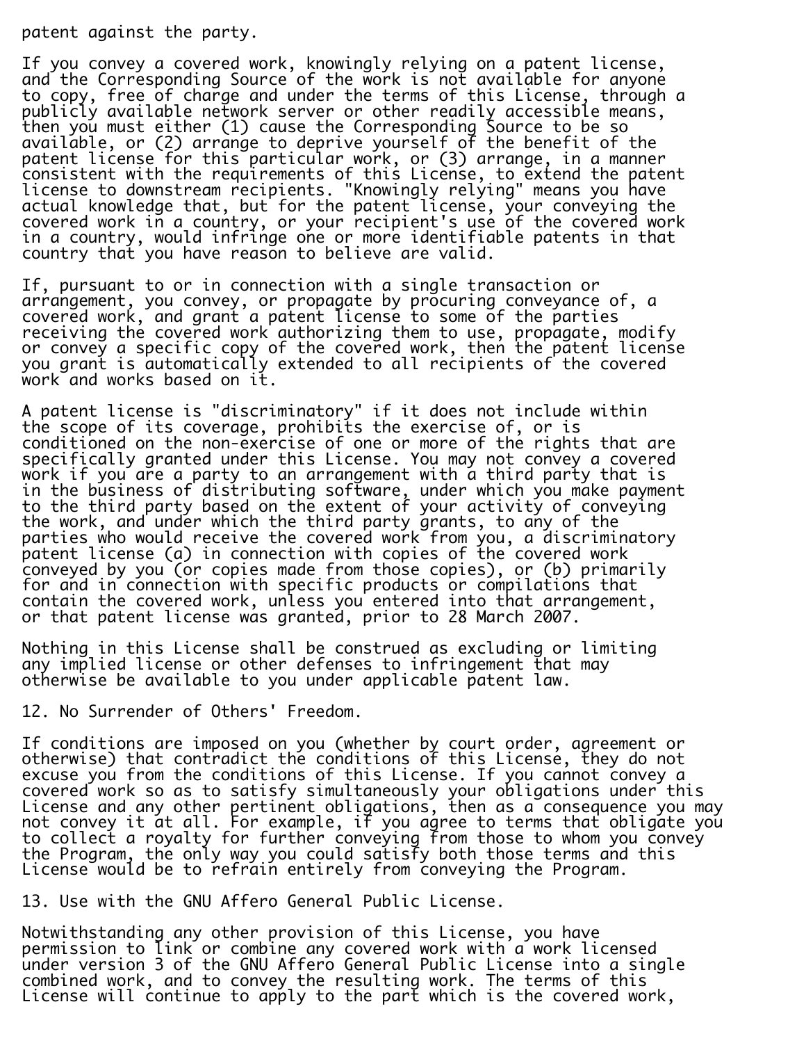patent against the party.

If you convey a covered work, knowingly relying on a patent license, and the Corresponding Source of the work is not available for anyone to copy, free of charge and under the terms of this License, through a publicly available network server or other readily accessible means, then you must either (1) cause the Corresponding Source to be so available, or (2) arrange to deprive yourself of the benefit of the patent license for this particular work, or (3) arrange, in a manner consistent with the requirements of this License, to extend the patent license to downstream recipients. "Knowingly relying" means you have actual knowledge that, but for the patent license, your conveying the covered work in a country, or your recipient's use of the covered work in a country, would infringe one or more identifiable patents in that country that you have reason to believe are valid.

If, pursuant to or in connection with a single transaction or arrangement, you convey, or propagate by procuring conveyance of, a covered work, and grant a patent license to some of the parties receiving the covered work authorizing them to use, propagate, modify or convey a specific copy of the covered work, then the patent license you grant is automatically extended to all recipients of the covered work and works based on it.

A patent license is "discriminatory" if it does not include within the scope of its coverage, prohibits the exercise of, or is conditioned on the non-exercise of one or more of the rights that are specifically granted under this License. You may not convey a covered work if you are a party to an arrangement with a third party that is in the business of distributing software, under which you make payment to the third party based on the extent of your activity of conveying the work, and under which the third party grants, to any of the parties who would receive the covered work from you, a discriminatory patent license (a) in connection with copies of the covered work conveyed by you (or copies made from those copies), or (b) primarily for and in connection with specific products or compilations that contain the covered work, unless you entered into that arrangement, or that patent license was granted, prior to 28 March 2007.

Nothing in this License shall be construed as excluding or limiting any implied license or other defenses to infringement that may otherwise be available to you under applicable patent law.

## 12. No Surrender of Others' Freedom.

If conditions are imposed on you (whether by court order, agreement or otherwise) that contradict the conditions of this License, they do not excuse you from the conditions of this License. If you cannot convey a covered work so as to satisfy simultaneously your obligations under this License and any other pertinent obligations, then as a consequence you may not convey it at all. For example, if you agree to terms that obligate you to collect a royalty for further conveying from those to whom you convey the Program, the only way you could satisfy both those terms and this License would be to refrain entirely from conveying the Program.

## 13. Use with the GNU Affero General Public License.

Notwithstanding any other provision of this License, you have permission to link or combine any covered work with a work licensed under version 3 of the GNU Affero General Public License into a single combined work, and to convey the resulting work. The terms of this License will continue to apply to the part which is the covered work,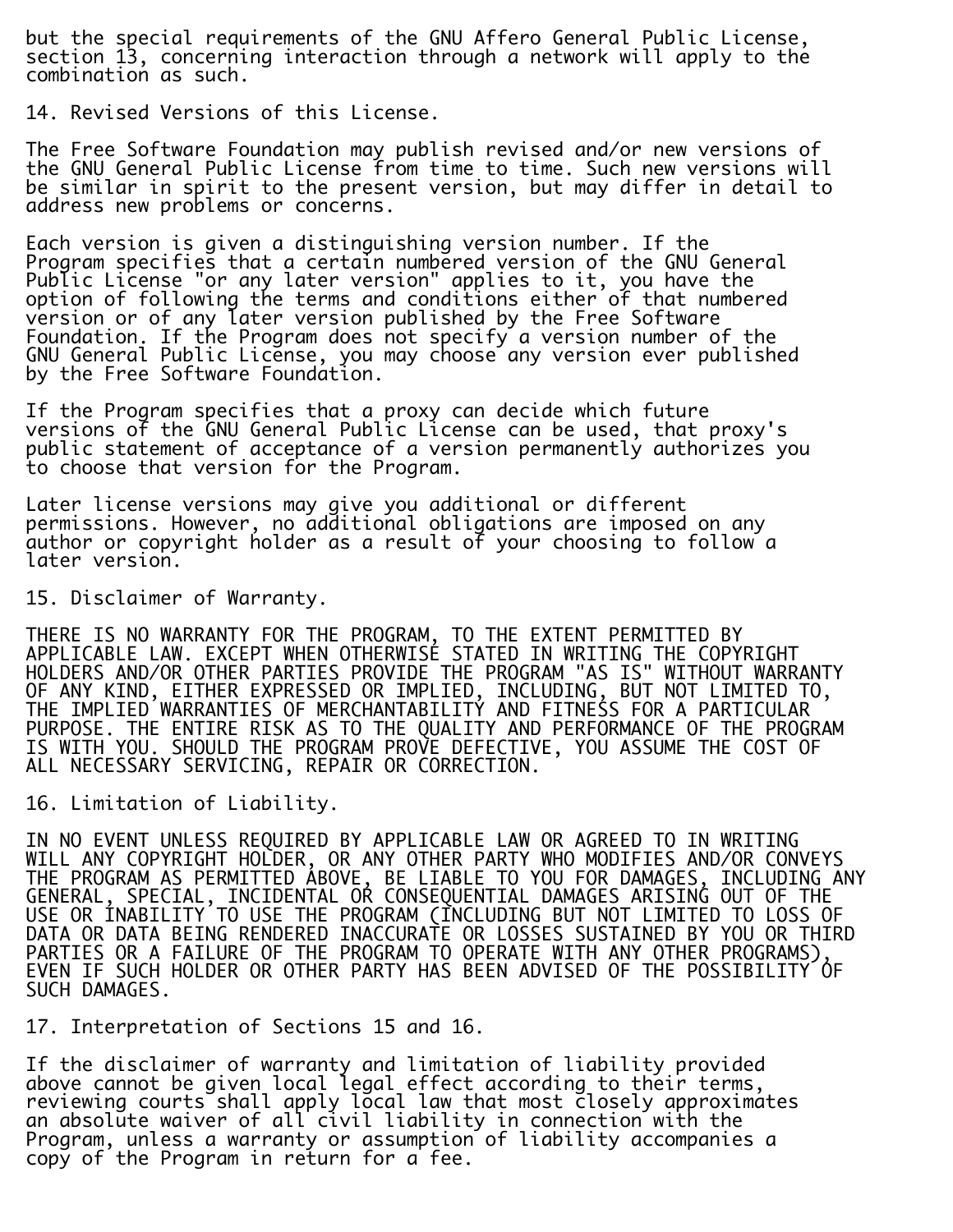but the special requirements of the GNU Affero General Public License, section 13, concerning interaction through a network will apply to the combination as such.

## 14. Revised Versions of this License.

The Free Software Foundation may publish revised and/or new versions of the GNU General Public License from time to time. Such new versions will be similar in spirit to the present version, but may differ in detail to address new problems or concerns.

Each version is given a distinguishing version number. If the Program specifies that a certain numbered version of the GNU General Public License "or any later version" applies to it, you have the option of following the terms and conditions either of that numbered version or of any later version published by the Free Software Foundation. If the Program does not specify a version number of the GNU General Public License, you may choose any version ever published by the Free Software Foundation.

If the Program specifies that a proxy can decide which future versions of the GNU General Public License can be used, that proxy's public statement of acceptance of a version permanently authorizes you to choose that version for the Program.

Later license versions may give you additional or different permissions. However, no additional obligations are imposed on any author or copyright holder as a result of your choosing to follow a later version.

## 15. Disclaimer of Warranty.

THERE IS NO WARRANTY FOR THE PROGRAM, TO THE EXTENT PERMITTED BY APPLICABLE LAW. EXCEPT WHEN OTHERWISE STATED IN WRITING THE COPYRIGHT HOLDERS AND/OR OTHER PARTIES PROVIDE THE PROGRAM "AS IS" WITHOUT WARRANTY OF ANY KIND, EITHER EXPRESSED OR IMPLIED, INCLUDING, BUT NOT LIMITED TO, THE IMPLIED WARRANTIES OF MERCHANTABILITY AND FITNESS FOR A PARTICULAR PURPOSE. THE ENTIRE RISK AS TO THE QUALITY AND PERFORMANCE OF THE PROGRAM IS WITH YOU. SHOULD THE PROGRAM PROVE DEFECTIVE, YOU ASSUME THE COST OF ALL NECESSARY SERVICING, REPAIR OR CORRECTION.

## 16. Limitation of Liability.

IN NO EVENT UNLESS REQUIRED BY APPLICABLE LAW OR AGREED TO IN WRITING WILL ANY COPYRIGHT HOLDER, OR ANY OTHER PARTY WHO MODIFIES AND/OR CONVEYS THE PROGRAM AS PERMITTED ABOVE, BE LIABLE TO YOU FOR DAMAGES, INCLUDING ANY GENERAL, SPECIAL, INCIDENTAL OR CONSEQUENTIAL DAMAGES ARISING OUT OF THE USE OR INABILITY TO USE THE PROGRAM (INCLUDING BUT NOT LIMITED TO LOSS OF DATA OR DATA BEING RENDERED INACCURATE OR LOSSES SUSTAINED BY YOU OR THIRD PARTIES OR A FAILURE OF THE PROGRAM TO OPERATE WITH ANY OTHER PROGRAMS), EVEN IF SUCH HOLDER OR OTHER PARTY HAS BEEN ADVISED OF THE POSSIBILITY OF SUCH DAMAGES.

## 17. Interpretation of Sections 15 and 16.

If the disclaimer of warranty and limitation of liability provided above cannot be given local legal effect according to their terms, reviewing courts shall apply local law that most closely approximates an absolute waiver of all civil liability in connection with the Program, unless a warranty or assumption of liability accompanies a copy of the Program in return for a fee.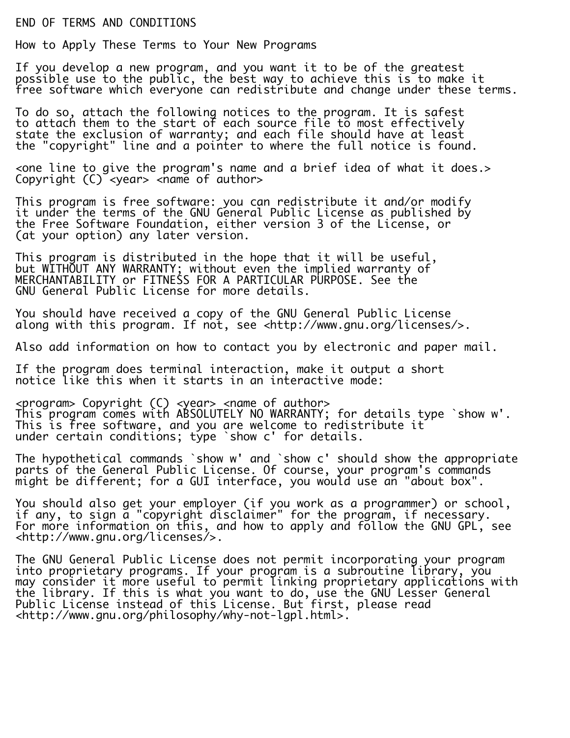END OF TERMS AND CONDITIONS

How to Apply These Terms to Your New Programs

If you develop a new program, and you want it to be of the greatest possible use to the public, the best way to achieve this is to make it free software which everyone can redistribute and change under these terms.

To do so, attach the following notices to the program. It is safest to attach them to the start of each source file to most effectively state the exclusion of warranty; and each file should have at least the "copyright" line and a pointer to where the full notice is found.

```
<one line to give the program's name and a brief idea of what it does.>
Copyright (C) <year> <name of author>

This program is free software: you can redistribute it and/or modify
it under the terms of the GNU General Public License as published by
the Free Software Foundation, either version 3 of the License, or
(at your option) any later version.

This program is distributed in the hope that it will be useful,
but WITHOUT ANY WARRANTY; without even the implied warranty of
MERCHANTABILITY or FITNESS FOR A PARTICULAR PURPOSE. See the
GNU General Public License for more details.

You should have received a copy of the GNU General Public License
along with this program. If not, see <http://www.gnu.org/licenses/>.
```

Also add information on how to contact you by electronic and paper mail.

If the program does terminal interaction, make it output a short notice like this when it starts in an interactive mode:

```
<program> Copyright (C) <year> <name of author>
This program comes with ABSOLUTELY NO WARRANTY; for details type `show w'.
This is free software, and you are welcome to redistribute it
under certain conditions; type `show c' for details.
```

The hypothetical commands `show w' and `show c' should show the appropriate parts of the General Public License. Of course, your program's commands might be different; for a GUI interface, you would use an "about box".

You should also get your employer (if you work as a programmer) or school, if any, to sign a "copyright disclaimer" for the program, if necessary. For more information on this, and how to apply and follow the GNU GPL, see <http://www.gnu.org/licenses/>.

The GNU General Public License does not permit incorporating your program into proprietary programs. If your program is a subroutine library, you may consider it more useful to permit linking proprietary applications with the library. If this is what you want to do, use the GNU Lesser General Public License instead of this License. But first, please read <http://www.gnu.org/philosophy/why-not-lgpl.html>.